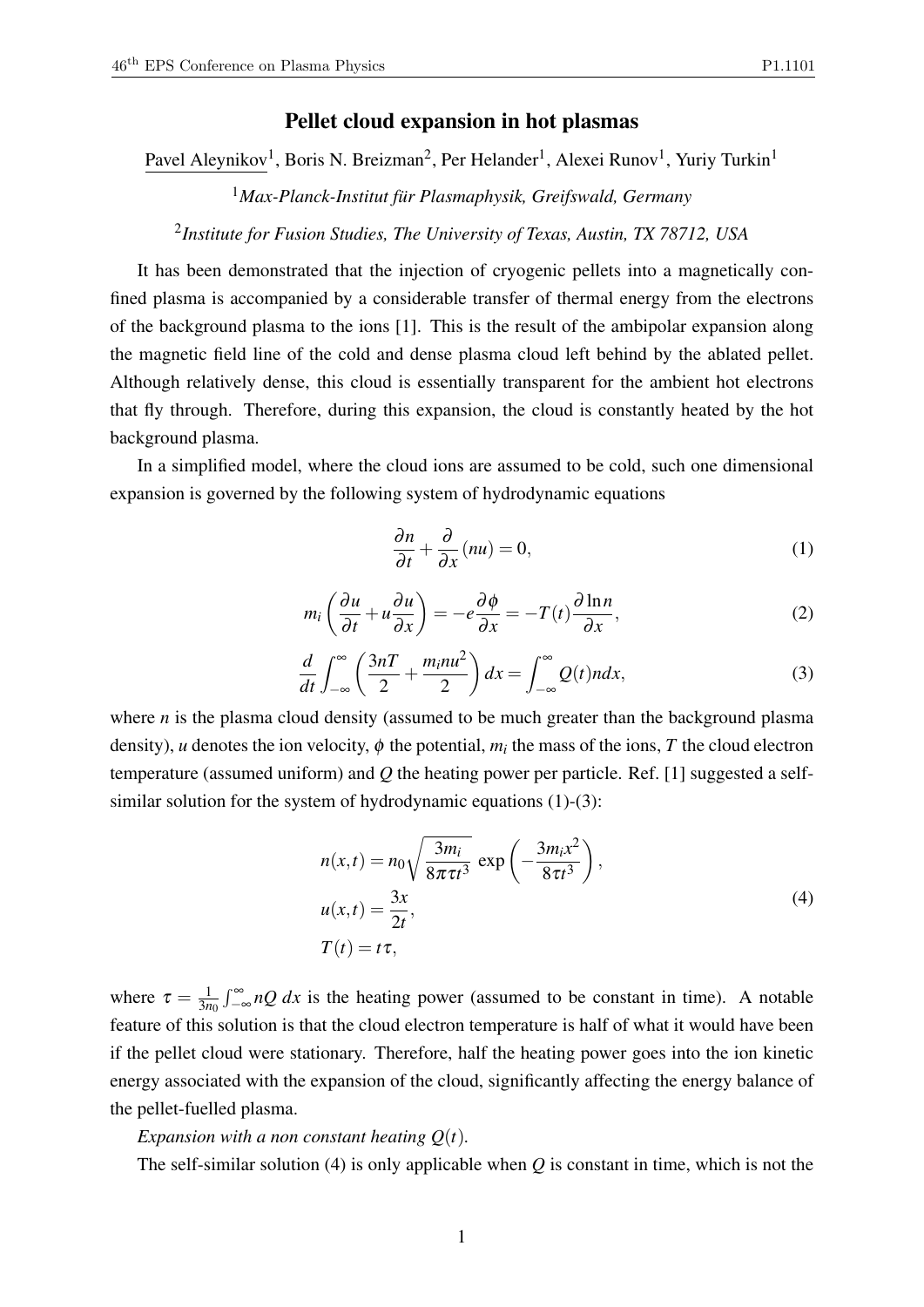# Pellet cloud expansion in hot plasmas

Pavel Aleynikov[1], Boris N. Breizman[2], Per Helander[1], Alexei Runov[1], Yuriy Turkin[1]

[1]*Max-Planck-Institut für Plasmaphysik, Greifswald, Germany*

[2]*Institute for Fusion Studies, The University of Texas, Austin, TX 78712, USA*

It has been demonstrated that the injection of cryogenic pellets into a magnetically confined plasma is accompanied by a considerable transfer of thermal energy from the electrons of the background plasma to the ions [1]. This is the result of the ambipolar expansion along the magnetic field line of the cold and dense plasma cloud left behind by the ablated pellet. Although relatively dense, this cloud is essentially transparent for the ambient hot electrons that fly through. Therefore, during this expansion, the cloud is constantly heated by the hot background plasma.

In a simplified model, where the cloud ions are assumed to be cold, such one dimensional expansion is governed by the following system of hydrodynamic equations

$$\frac{\partial n}{\partial t} + \frac{\partial}{\partial x}(nu) = 0, \tag{1}$$

$$m_i \left( \frac{\partial u}{\partial t} + u \frac{\partial u}{\partial x} \right) = -e \frac{\partial \phi}{\partial x} = -T(t) \frac{\partial \ln n}{\partial x}, \tag{2}$$

$$\frac{d}{dt} \int_{-\infty}^{\infty} \left( \frac{3nT}{2} + \frac{m_i n u^2}{2} \right) dx = \int_{-\infty}^{\infty} Q(t) n dx, \tag{3}$$

where $n$ is the plasma cloud density (assumed to be much greater than the background plasma density), $u$ denotes the ion velocity, $\phi$ the potential, $m_i$ the mass of the ions, $T$ the cloud electron temperature (assumed uniform) and $Q$ the heating power per particle. Ref. [1] suggested a self-similar solution for the system of hydrodynamic equations (1)-(3):

$$\begin{aligned} n(x,t) &= n_0 \sqrt{\frac{3m_i}{8\pi\tau t^3}} \exp\left( -\frac{3m_i x^2}{8\tau t^3} \right), \\ u(x,t) &= \frac{3x}{2t}, \\ T(t) &= t\tau, \end{aligned} \tag{4}$$

where $\tau = \frac{1}{3n_0} \int_{-\infty}^{\infty} nQ \, dx$ is the heating power (assumed to be constant in time). A notable feature of this solution is that the cloud electron temperature is half of what it would have been if the pellet cloud were stationary. Therefore, half the heating power goes into the ion kinetic energy associated with the expansion of the cloud, significantly affecting the energy balance of the pellet-fuelled plasma.

*Expansion with a non constant heating $Q(t)$.*

The self-similar solution (4) is only applicable when $Q$ is constant in time, which is not the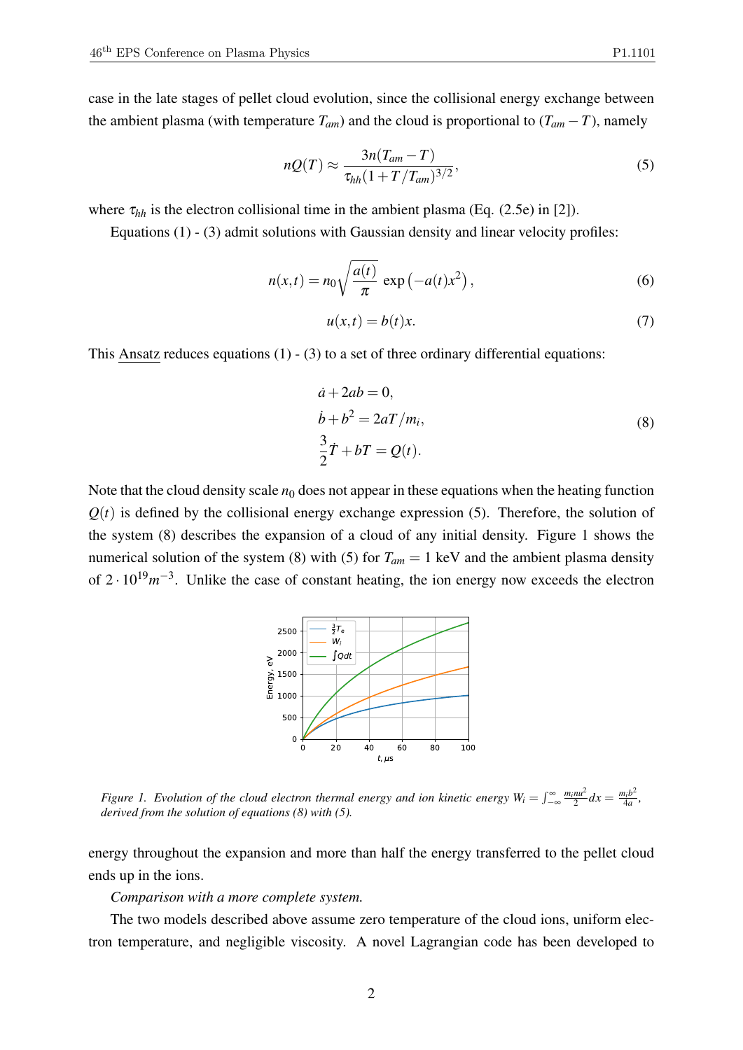case in the late stages of pellet cloud evolution, since the collisional energy exchange between the ambient plasma (with temperature $T_{am}$) and the cloud is proportional to $(T_{am} - T)$, namely

$$nQ(T) \approx \frac{3n(T_{am} - T)}{\tau_{hh}(1 + T/T_{am})^{3/2}}, \tag{5}$$

where $\tau_{hh}$ is the electron collisional time in the ambient plasma (Eq. (2.5e) in [2]).

Equations (1) - (3) admit solutions with Gaussian density and linear velocity profiles:

$$n(x,t) = n_0 \sqrt{\frac{a(t)}{\pi}} \exp\left(-a(t)x^2\right), \tag{6}$$

$$u(x,t) = b(t)x. \tag{7}$$

This Ansatz reduces equations (1) - (3) to a set of three ordinary differential equations:

$$\begin{aligned} &\dot{a} + 2ab = 0, \\ &\dot{b} + b^2 = 2aT/m_i, \\ &\frac{3}{2}\dot{T} + bT = Q(t). \end{aligned} \tag{8}$$

Note that the cloud density scale $n_0$ does not appear in these equations when the heating function $Q(t)$ is defined by the collisional energy exchange expression (5). Therefore, the solution of the system (8) describes the expansion of a cloud of any initial density. Figure 1 shows the numerical solution of the system (8) with (5) for $T_{am} = 1$ keV and the ambient plasma density of $2 \cdot 10^{19} m^{-3}$. Unlike the case of constant heating, the ion energy now exceeds the electron energy throughout the expansion and more than half the energy transferred to the pellet cloud ends up in the ions.

*Figure 1. Evolution of the cloud electron thermal energy and ion kinetic energy $W_i = \int_{-\infty}^{\infty} \frac{m_i n u^2}{2} dx = \frac{m_i b^2}{4a}$, derived from the solution of equations (8) with (5).*

*Comparison with a more complete system.*

The two models described above assume zero temperature of the cloud ions, uniform electron temperature, and negligible viscosity. A novel Lagrangian code has been developed to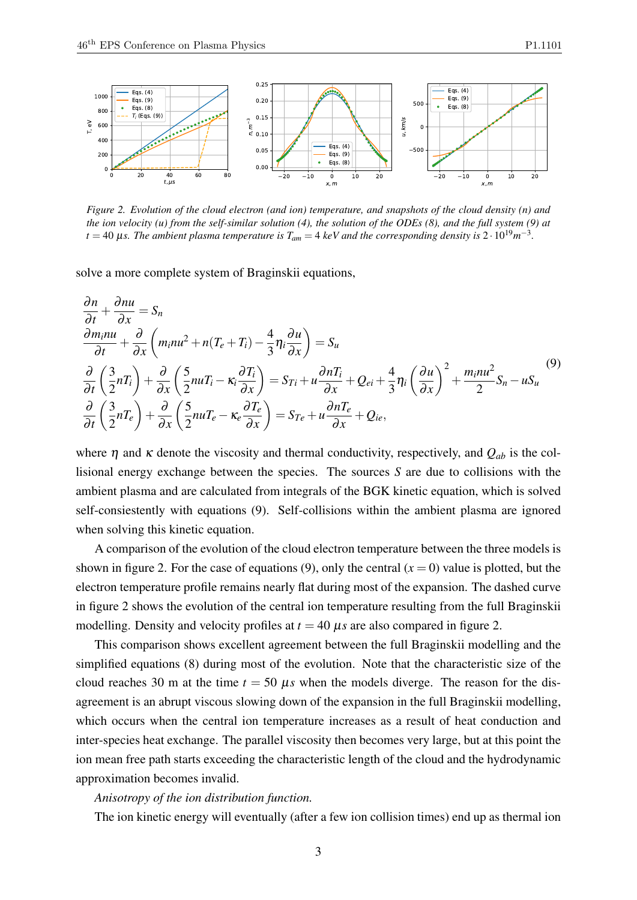*Figure 2. Evolution of the cloud electron (and ion) temperature, and snapshots of the cloud density (n) and the ion velocity (u) from the self-similar solution (4), the solution of the ODEs (8), and the full system (9) at $t = 40\ \mu s$. The ambient plasma temperature is $T_{am} = 4$ keV and the corresponding density is $2 \cdot 10^{19} m^{-3}$.*

solve a more complete system of Braginskii equations,

$$
\begin{aligned}
&\frac{\partial n}{\partial t} + \frac{\partial nu}{\partial x} = S_n \\
&\frac{\partial m_i nu}{\partial t} + \frac{\partial}{\partial x}\left( m_i nu^2 + n(T_e + T_i) - \frac{4}{3}\eta_i \frac{\partial u}{\partial x} \right) = S_u \\
&\frac{\partial}{\partial t}\left( \frac{3}{2} nT_i \right) + \frac{\partial}{\partial x}\left( \frac{5}{2} nuT_i - \kappa_i \frac{\partial T_i}{\partial x} \right) = S_{Ti} + u\frac{\partial nT_i}{\partial x} + Q_{ei} + \frac{4}{3}\eta_i \left( \frac{\partial u}{\partial x} \right)^2 + \frac{m_i nu^2}{2} S_n - uS_u \\
&\frac{\partial}{\partial t}\left( \frac{3}{2} nT_e \right) + \frac{\partial}{\partial x}\left( \frac{5}{2} nuT_e - \kappa_e \frac{\partial T_e}{\partial x} \right) = S_{Te} + u\frac{\partial nT_e}{\partial x} + Q_{ie},
\end{aligned}
\tag{9}
$$

where $\eta$ and $\kappa$ denote the viscosity and thermal conductivity, respectively, and $Q_{ab}$ is the collisional energy exchange between the species. The sources $S$ are due to collisions with the ambient plasma and are calculated from integrals of the BGK kinetic equation, which is solved self-consiestently with equations (9). Self-collisions within the ambient plasma are ignored when solving this kinetic equation.

A comparison of the evolution of the cloud electron temperature between the three models is shown in figure 2. For the case of equations (9), only the central ($x = 0$) value is plotted, but the electron temperature profile remains nearly flat during most of the expansion. The dashed curve in figure 2 shows the evolution of the central ion temperature resulting from the full Braginskii modelling. Density and velocity profiles at $t = 40\ \mu s$ are also compared in figure 2.

This comparison shows excellent agreement between the full Braginskii modelling and the simplified equations (8) during most of the evolution. Note that the characteristic size of the cloud reaches 30 m at the time $t = 50\ \mu s$ when the models diverge. The reason for the disagreement is an abrupt viscous slowing down of the expansion in the full Braginskii modelling, which occurs when the central ion temperature increases as a result of heat conduction and inter-species heat exchange. The parallel viscosity then becomes very large, but at this point the ion mean free path starts exceeding the characteristic length of the cloud and the hydrodynamic approximation becomes invalid.

*Anisotropy of the ion distribution function.*

The ion kinetic energy will eventually (after a few ion collision times) end up as thermal ion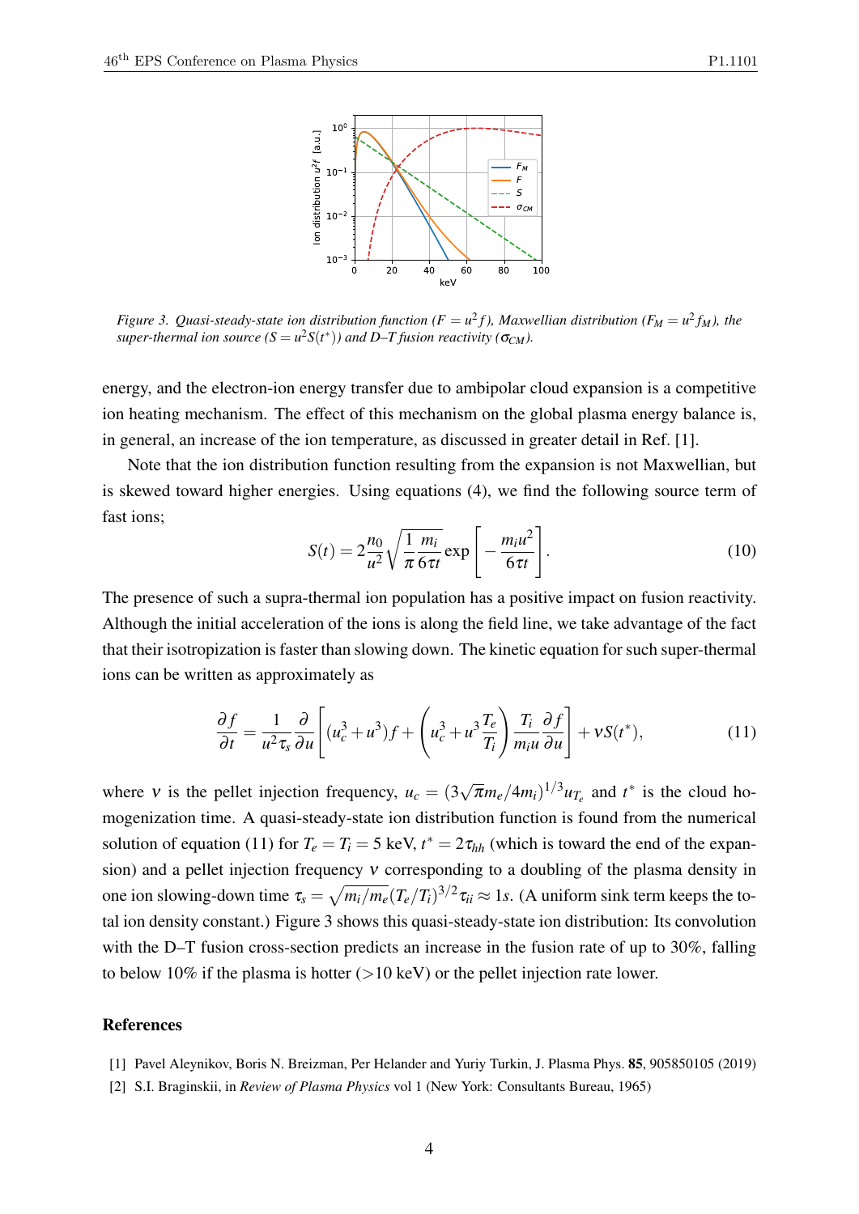$10^0$

$10^{-1}$

$10^{-2}$

$10^{-3}$

Ion distribution $u^2f$ [a.u.]

0 20 40 60 80 100

keV

$F_M$

$F$

$S$

$\sigma_{CM}$

*Figure 3. Quasi-steady-state ion distribution function ($F = u^2 f$), Maxwellian distribution ($F_M = u^2 f_M$), the super-thermal ion source ($S = u^2 S(t^*)$) and D–T fusion reactivity ($\sigma_{CM}$).*

energy, and the electron-ion energy transfer due to ambipolar cloud expansion is a competitive ion heating mechanism. The effect of this mechanism on the global plasma energy balance is, in general, an increase of the ion temperature, as discussed in greater detail in Ref. [1].

Note that the ion distribution function resulting from the expansion is not Maxwellian, but is skewed toward higher energies. Using equations (4), we find the following source term of fast ions;

$$S(t) = 2\frac{n_0}{u^2}\sqrt{\frac{1}{\pi}\frac{m_i}{6\tau t}}\exp\left[-\frac{m_i u^2}{6\tau t}\right]. \tag{10}$$

The presence of such a supra-thermal ion population has a positive impact on fusion reactivity. Although the initial acceleration of the ions is along the field line, we take advantage of the fact that their isotropization is faster than slowing down. The kinetic equation for such super-thermal ions can be written as approximately as

$$\frac{\partial f}{\partial t} = \frac{1}{u^2 \tau_s}\frac{\partial}{\partial u}\left[(u_c^3 + u^3)f + \left(u_c^3 + u^3\frac{T_e}{T_i}\right)\frac{T_i}{m_i u}\frac{\partial f}{\partial u}\right] + \nu S(t^*), \tag{11}$$

where $\nu$ is the pellet injection frequency, $u_c = (3\sqrt{\pi} m_e/4m_i)^{1/3} u_{T_e}$ and $t^*$ is the cloud homogenization time. A quasi-steady-state ion distribution function is found from the numerical solution of equation (11) for $T_e = T_i = 5$ keV, $t^* = 2\tau_{hh}$ (which is toward the end of the expansion) and a pellet injection frequency $\nu$ corresponding to a doubling of the plasma density in one ion slowing-down time $\tau_s = \sqrt{m_i/m_e}(T_e/T_i)^{3/2}\tau_{ii} \approx 1s$. (A uniform sink term keeps the total ion density constant.) Figure 3 shows this quasi-steady-state ion distribution: Its convolution with the D–T fusion cross-section predicts an increase in the fusion rate of up to 30%, falling to below 10% if the plasma is hotter (>10 keV) or the pellet injection rate lower.

## References

[1] Pavel Aleynikov, Boris N. Breizman, Per Helander and Yuriy Turkin, J. Plasma Phys. **85**, 905850105 (2019)

[2] S.I. Braginskii, in *Review of Plasma Physics* vol 1 (New York: Consultants Bureau, 1965)